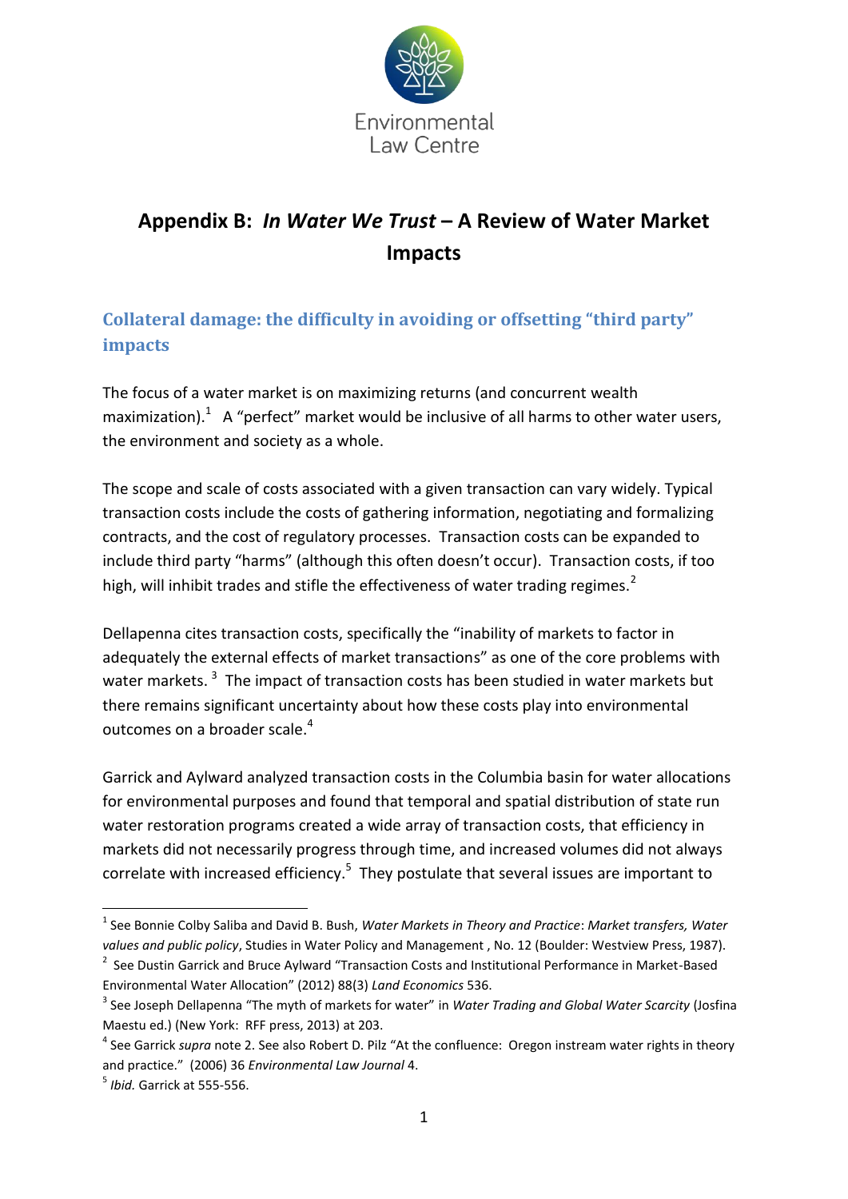Environmental Law Centre

# Appendix B: *In Water We Trust* – A Review of Water Market Impacts

## Collateral damage: the difficulty in avoiding or offsetting "third party" impacts

The focus of a water market is on maximizing returns (and concurrent wealth maximization).[1] A "perfect" market would be inclusive of all harms to other water users, the environment and society as a whole.

The scope and scale of costs associated with a given transaction can vary widely. Typical transaction costs include the costs of gathering information, negotiating and formalizing contracts, and the cost of regulatory processes. Transaction costs can be expanded to include third party "harms" (although this often doesn't occur). Transaction costs, if too high, will inhibit trades and stifle the effectiveness of water trading regimes.[2]

Dellapenna cites transaction costs, specifically the "inability of markets to factor in adequately the external effects of market transactions" as one of the core problems with water markets.[3] The impact of transaction costs has been studied in water markets but there remains significant uncertainty about how these costs play into environmental outcomes on a broader scale.[4]

Garrick and Aylward analyzed transaction costs in the Columbia basin for water allocations for environmental purposes and found that temporal and spatial distribution of state run water restoration programs created a wide array of transaction costs, that efficiency in markets did not necessarily progress through time, and increased volumes did not always correlate with increased efficiency.[5] They postulate that several issues are important to

---

[1] See Bonnie Colby Saliba and David B. Bush, *Water Markets in Theory and Practice*: *Market transfers, Water values and public policy*, Studies in Water Policy and Management , No. 12 (Boulder: Westview Press, 1987).

[2] See Dustin Garrick and Bruce Aylward "Transaction Costs and Institutional Performance in Market-Based Environmental Water Allocation" (2012) 88(3) *Land Economics* 536.

[3] See Joseph Dellapenna "The myth of markets for water" in *Water Trading and Global Water Scarcity* (Josfina Maestu ed.) (New York: RFF press, 2013) at 203.

[4] See Garrick *supra* note 2. See also Robert D. Pilz "At the confluence: Oregon instream water rights in theory and practice." (2006) 36 *Environmental Law Journal* 4.

[5] *Ibid.* Garrick at 555-556.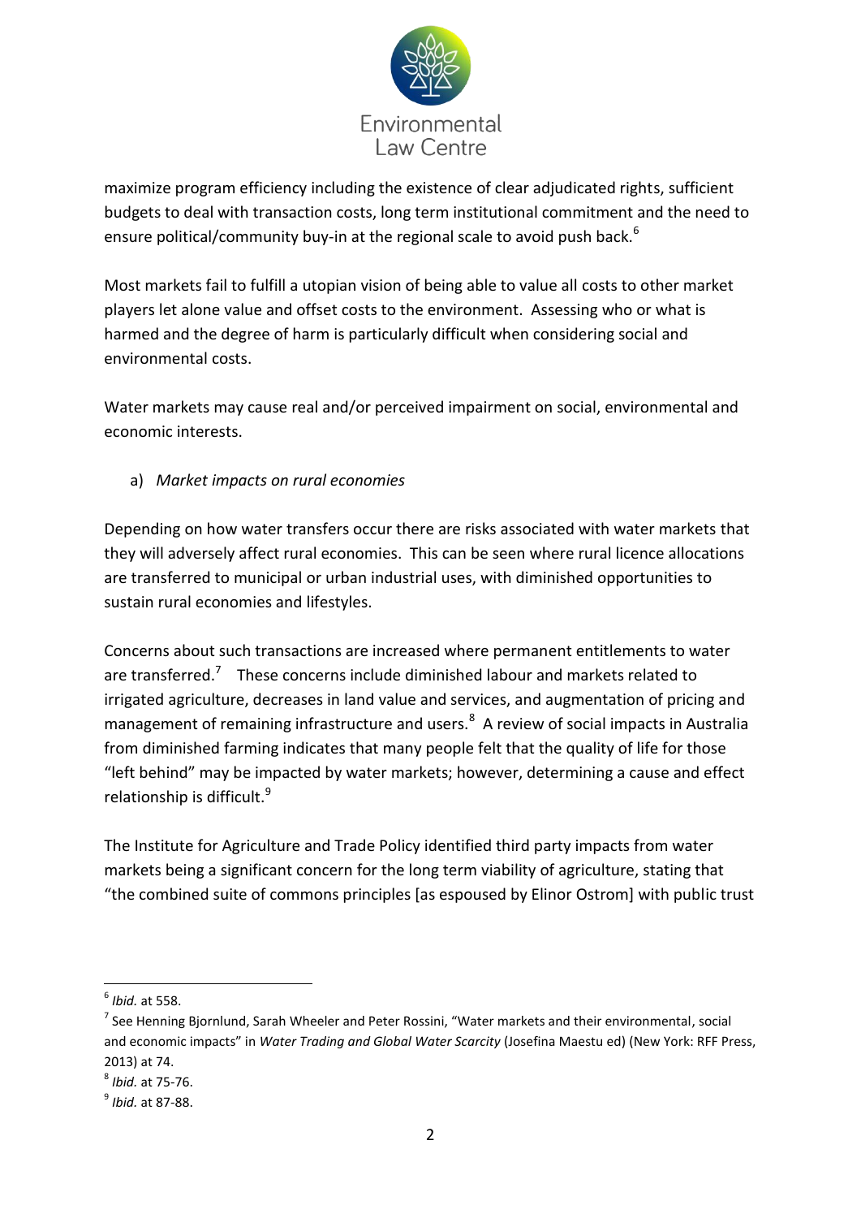maximize program efficiency including the existence of clear adjudicated rights, sufficient budgets to deal with transaction costs, long term institutional commitment and the need to ensure political/community buy-in at the regional scale to avoid push back.[6]

Most markets fail to fulfill a utopian vision of being able to value all costs to other market players let alone value and offset costs to the environment. Assessing who or what is harmed and the degree of harm is particularly difficult when considering social and environmental costs.

Water markets may cause real and/or perceived impairment on social, environmental and economic interests.

a) *Market impacts on rural economies*

Depending on how water transfers occur there are risks associated with water markets that they will adversely affect rural economies. This can be seen where rural licence allocations are transferred to municipal or urban industrial uses, with diminished opportunities to sustain rural economies and lifestyles.

Concerns about such transactions are increased where permanent entitlements to water are transferred.[7] These concerns include diminished labour and markets related to irrigated agriculture, decreases in land value and services, and augmentation of pricing and management of remaining infrastructure and users.[8] A review of social impacts in Australia from diminished farming indicates that many people felt that the quality of life for those "left behind" may be impacted by water markets; however, determining a cause and effect relationship is difficult.[9]

The Institute for Agriculture and Trade Policy identified third party impacts from water markets being a significant concern for the long term viability of agriculture, stating that "the combined suite of commons principles [as espoused by Elinor Ostrom] with public trust

---

[6] *Ibid.* at 558.

[7] See Henning Bjornlund, Sarah Wheeler and Peter Rossini, "Water markets and their environmental, social and economic impacts" in *Water Trading and Global Water Scarcity* (Josefina Maestu ed) (New York: RFF Press, 2013) at 74.

[8] *Ibid.* at 75-76.

[9] *Ibid.* at 87-88.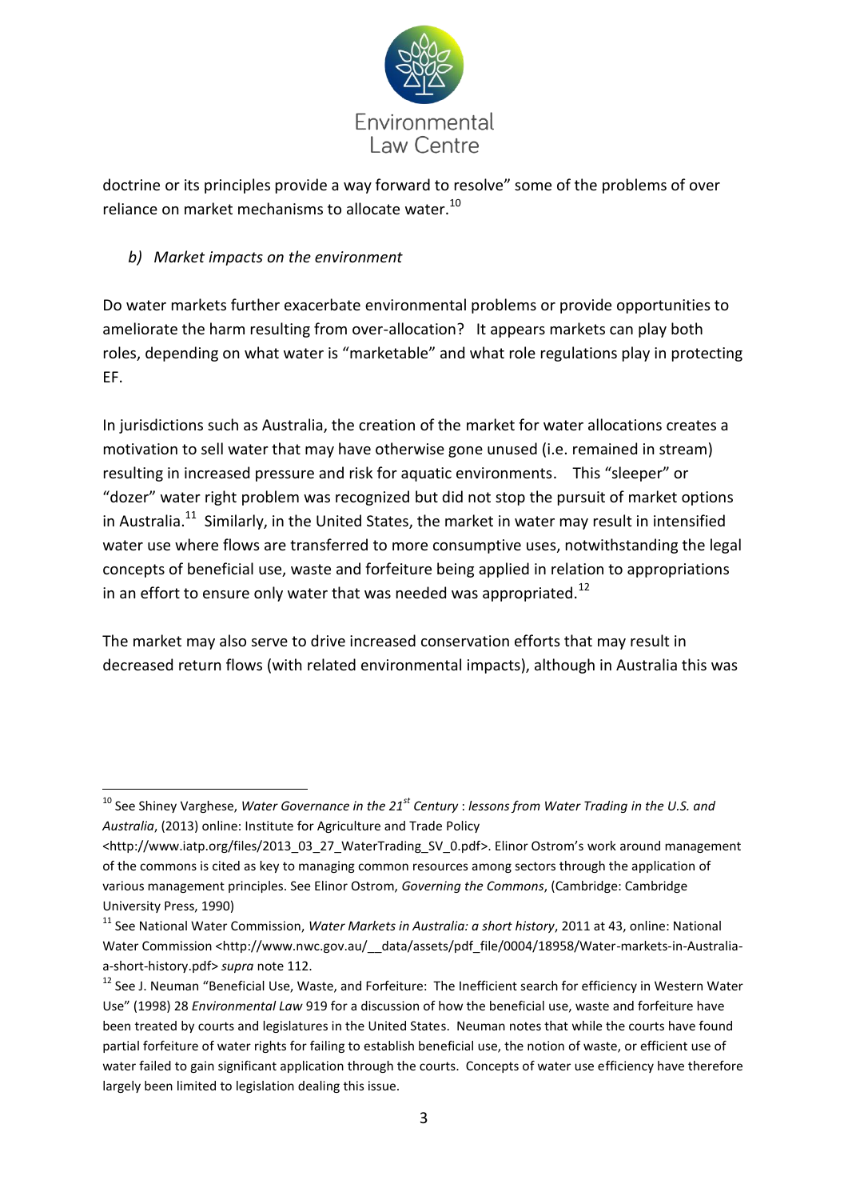doctrine or its principles provide a way forward to resolve" some of the problems of over reliance on market mechanisms to allocate water.[10]

*b) Market impacts on the environment*

Do water markets further exacerbate environmental problems or provide opportunities to ameliorate the harm resulting from over-allocation? It appears markets can play both roles, depending on what water is "marketable" and what role regulations play in protecting EF.

In jurisdictions such as Australia, the creation of the market for water allocations creates a motivation to sell water that may have otherwise gone unused (i.e. remained in stream) resulting in increased pressure and risk for aquatic environments. This "sleeper" or "dozer" water right problem was recognized but did not stop the pursuit of market options in Australia.[11] Similarly, in the United States, the market in water may result in intensified water use where flows are transferred to more consumptive uses, notwithstanding the legal concepts of beneficial use, waste and forfeiture being applied in relation to appropriations in an effort to ensure only water that was needed was appropriated.[12]

The market may also serve to drive increased conservation efforts that may result in decreased return flows (with related environmental impacts), although in Australia this was

---

[10] See Shiney Varghese, *Water Governance in the 21st Century : lessons from Water Trading in the U.S. and Australia*, (2013) online: Institute for Agriculture and Trade Policy <http://www.iatp.org/files/2013_03_27_WaterTrading_SV_0.pdf>. Elinor Ostrom's work around management of the commons is cited as key to managing common resources among sectors through the application of various management principles. See Elinor Ostrom, *Governing the Commons*, (Cambridge: Cambridge University Press, 1990)

[11] See National Water Commission, *Water Markets in Australia: a short history*, 2011 at 43, online: National Water Commission <http://www.nwc.gov.au/__data/assets/pdf_file/0004/18958/Water-markets-in-Australia-a-short-history.pdf> *supra* note 112.

[12] See J. Neuman "Beneficial Use, Waste, and Forfeiture: The Inefficient search for efficiency in Western Water Use" (1998) 28 *Environmental Law* 919 for a discussion of how the beneficial use, waste and forfeiture have been treated by courts and legislatures in the United States. Neuman notes that while the courts have found partial forfeiture of water rights for failing to establish beneficial use, the notion of waste, or efficient use of water failed to gain significant application through the courts. Concepts of water use efficiency have therefore largely been limited to legislation dealing this issue.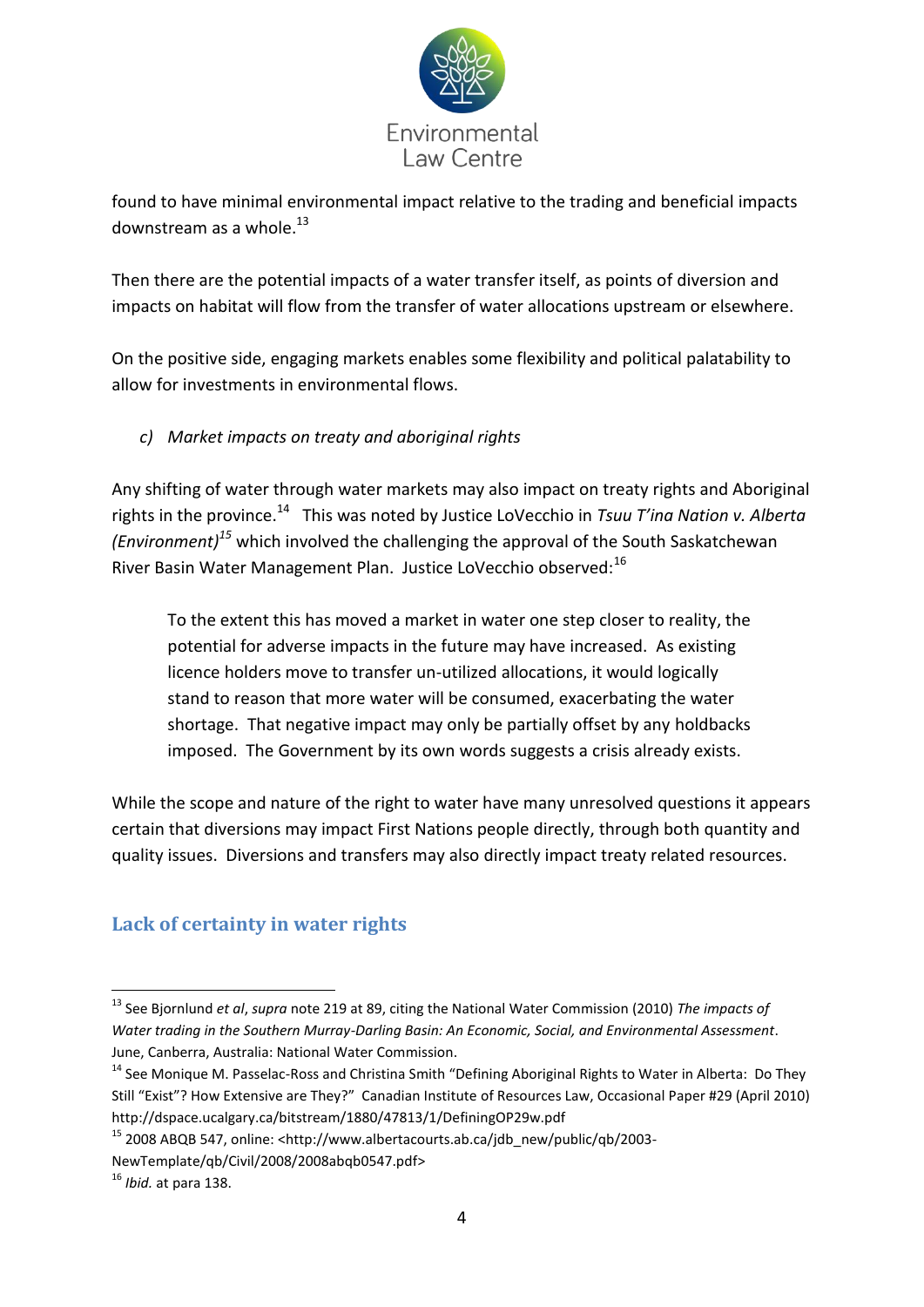found to have minimal environmental impact relative to the trading and beneficial impacts downstream as a whole.[13]

Then there are the potential impacts of a water transfer itself, as points of diversion and impacts on habitat will flow from the transfer of water allocations upstream or elsewhere.

On the positive side, engaging markets enables some flexibility and political palatability to allow for investments in environmental flows.

### *c) Market impacts on treaty and aboriginal rights*

Any shifting of water through water markets may also impact on treaty rights and Aboriginal rights in the province.[14] This was noted by Justice LoVecchio in *Tsuu T'ina Nation v. Alberta (Environment)*[15] which involved the challenging the approval of the South Saskatchewan River Basin Water Management Plan. Justice LoVecchio observed:[16]

> To the extent this has moved a market in water one step closer to reality, the potential for adverse impacts in the future may have increased. As existing licence holders move to transfer un-utilized allocations, it would logically stand to reason that more water will be consumed, exacerbating the water shortage. That negative impact may only be partially offset by any holdbacks imposed. The Government by its own words suggests a crisis already exists.

While the scope and nature of the right to water have many unresolved questions it appears certain that diversions may impact First Nations people directly, through both quantity and quality issues. Diversions and transfers may also directly impact treaty related resources.

## Lack of certainty in water rights

---

[13] See Bjornlund *et al*, *supra* note 219 at 89, citing the National Water Commission (2010) *The impacts of Water trading in the Southern Murray-Darling Basin: An Economic, Social, and Environmental Assessment*. June, Canberra, Australia: National Water Commission.

[14] See Monique M. Passelac-Ross and Christina Smith "Defining Aboriginal Rights to Water in Alberta: Do They Still "Exist"? How Extensive are They?" Canadian Institute of Resources Law, Occasional Paper #29 (April 2010) http://dspace.ucalgary.ca/bitstream/1880/47813/1/DefiningOP29w.pdf

[15] 2008 ABQB 547, online: <http://www.albertacourts.ab.ca/jdb_new/public/qb/2003-NewTemplate/qb/Civil/2008/2008abqb0547.pdf>

[16] *Ibid.* at para 138.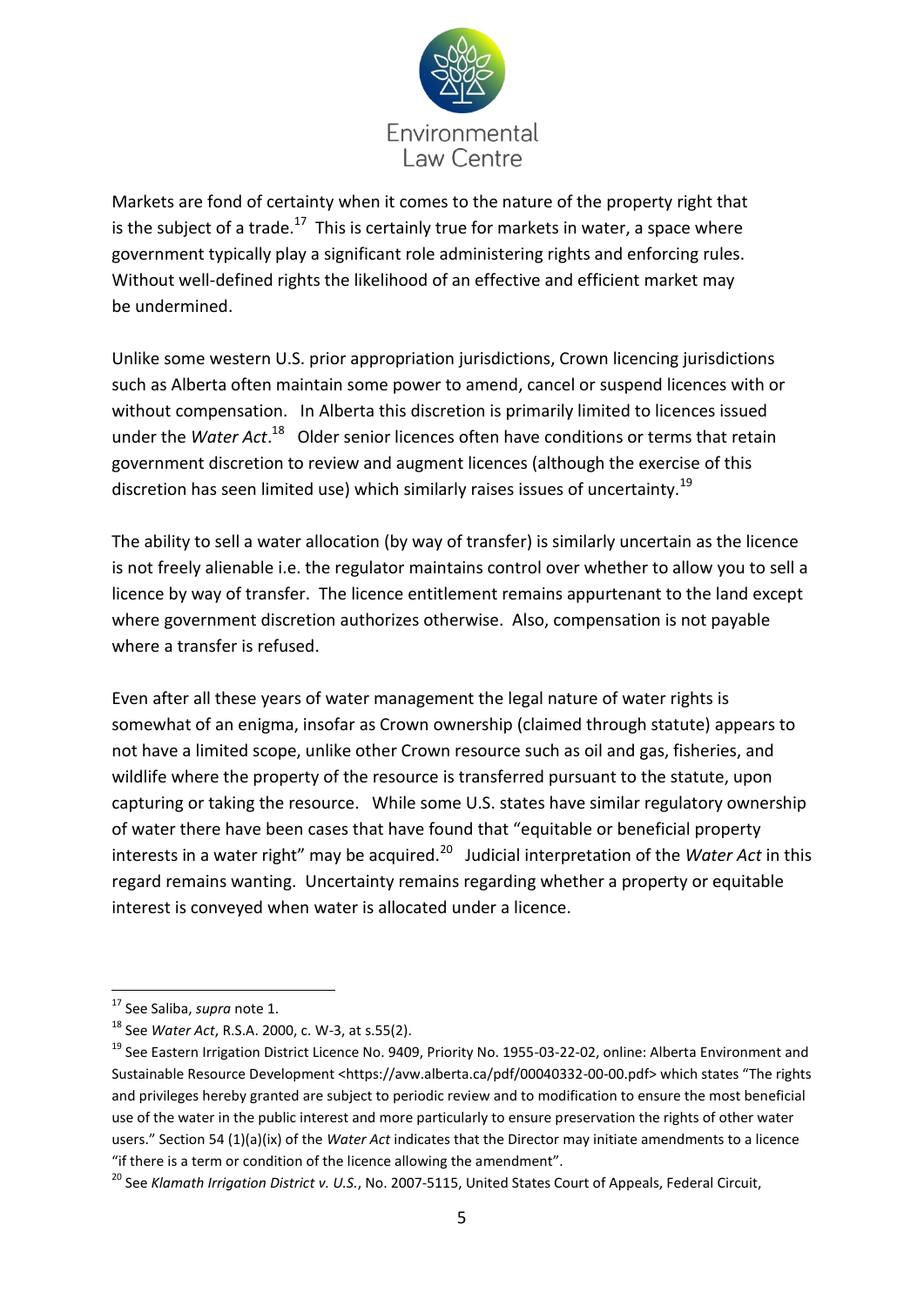Markets are fond of certainty when it comes to the nature of the property right that is the subject of a trade.[17] This is certainly true for markets in water, a space where government typically play a significant role administering rights and enforcing rules. Without well-defined rights the likelihood of an effective and efficient market may be undermined.

Unlike some western U.S. prior appropriation jurisdictions, Crown licencing jurisdictions such as Alberta often maintain some power to amend, cancel or suspend licences with or without compensation. In Alberta this discretion is primarily limited to licences issued under the *Water Act*.[18] Older senior licences often have conditions or terms that retain government discretion to review and augment licences (although the exercise of this discretion has seen limited use) which similarly raises issues of uncertainty.[19]

The ability to sell a water allocation (by way of transfer) is similarly uncertain as the licence is not freely alienable i.e. the regulator maintains control over whether to allow you to sell a licence by way of transfer. The licence entitlement remains appurtenant to the land except where government discretion authorizes otherwise. Also, compensation is not payable where a transfer is refused.

Even after all these years of water management the legal nature of water rights is somewhat of an enigma, insofar as Crown ownership (claimed through statute) appears to not have a limited scope, unlike other Crown resource such as oil and gas, fisheries, and wildlife where the property of the resource is transferred pursuant to the statute, upon capturing or taking the resource. While some U.S. states have similar regulatory ownership of water there have been cases that have found that "equitable or beneficial property interests in a water right" may be acquired.[20] Judicial interpretation of the *Water Act* in this regard remains wanting. Uncertainty remains regarding whether a property or equitable interest is conveyed when water is allocated under a licence.

---

[17] See Saliba, *supra* note 1.

[18] See *Water Act*, R.S.A. 2000, c. W-3, at s.55(2).

[19] See Eastern Irrigation District Licence No. 9409, Priority No. 1955-03-22-02, online: Alberta Environment and Sustainable Resource Development <https://avw.alberta.ca/pdf/00040332-00-00.pdf> which states "The rights and privileges hereby granted are subject to periodic review and to modification to ensure the most beneficial use of the water in the public interest and more particularly to ensure preservation the rights of other water users." Section 54 (1)(a)(ix) of the *Water Act* indicates that the Director may initiate amendments to a licence "if there is a term or condition of the licence allowing the amendment".

[20] See *Klamath Irrigation District v. U.S.*, No. 2007-5115, United States Court of Appeals, Federal Circuit,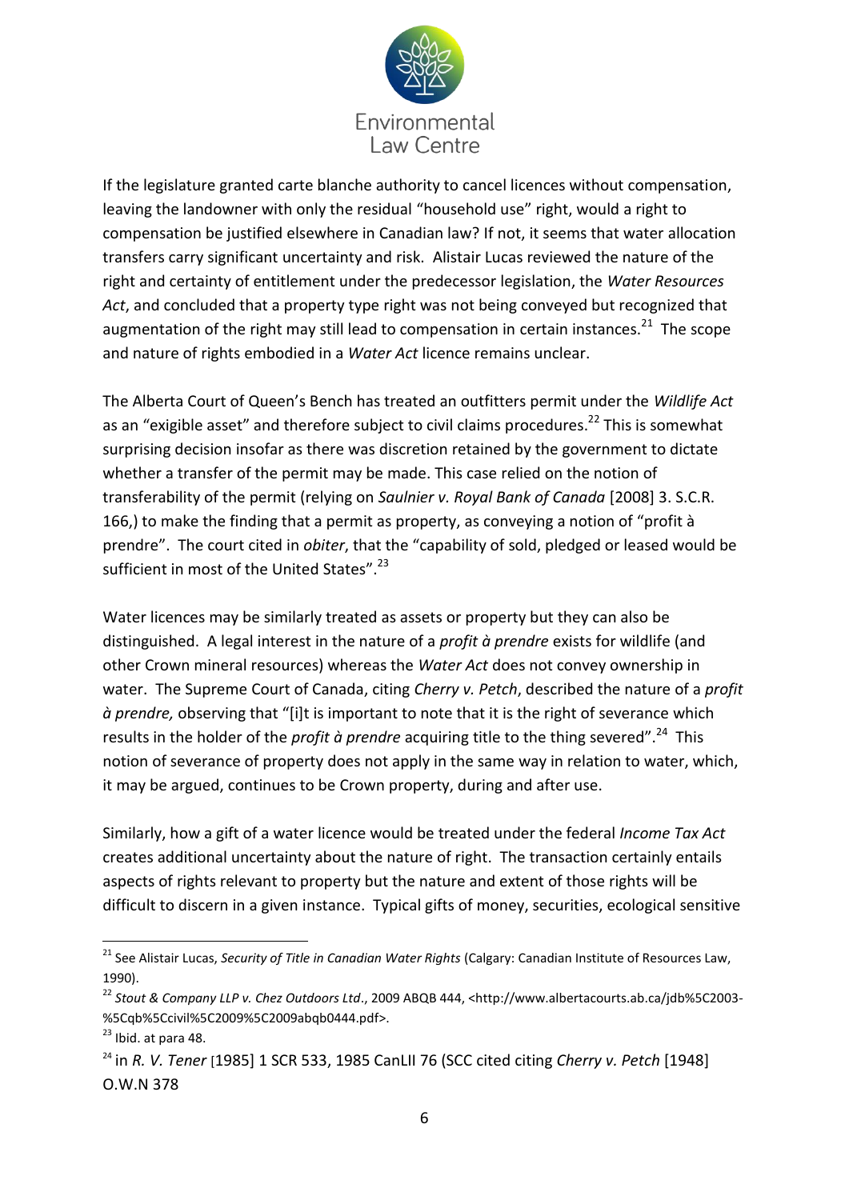If the legislature granted carte blanche authority to cancel licences without compensation, leaving the landowner with only the residual "household use" right, would a right to compensation be justified elsewhere in Canadian law? If not, it seems that water allocation transfers carry significant uncertainty and risk. Alistair Lucas reviewed the nature of the right and certainty of entitlement under the predecessor legislation, the *Water Resources Act*, and concluded that a property type right was not being conveyed but recognized that augmentation of the right may still lead to compensation in certain instances.[21] The scope and nature of rights embodied in a *Water Act* licence remains unclear.

The Alberta Court of Queen's Bench has treated an outfitters permit under the *Wildlife Act* as an "exigible asset" and therefore subject to civil claims procedures.[22] This is somewhat surprising decision insofar as there was discretion retained by the government to dictate whether a transfer of the permit may be made. This case relied on the notion of transferability of the permit (relying on *Saulnier v. Royal Bank of Canada* [2008] 3. S.C.R. 166,) to make the finding that a permit as property, as conveying a notion of "profit à prendre". The court cited in *obiter*, that the "capability of sold, pledged or leased would be sufficient in most of the United States".[23]

Water licences may be similarly treated as assets or property but they can also be distinguished. A legal interest in the nature of a *profit à prendre* exists for wildlife (and other Crown mineral resources) whereas the *Water Act* does not convey ownership in water. The Supreme Court of Canada, citing *Cherry v. Petch*, described the nature of a *profit à prendre,* observing that "[i]t is important to note that it is the right of severance which results in the holder of the *profit à prendre* acquiring title to the thing severed".[24] This notion of severance of property does not apply in the same way in relation to water, which, it may be argued, continues to be Crown property, during and after use.

Similarly, how a gift of a water licence would be treated under the federal *Income Tax Act* creates additional uncertainty about the nature of right. The transaction certainly entails aspects of rights relevant to property but the nature and extent of those rights will be difficult to discern in a given instance. Typical gifts of money, securities, ecological sensitive

---

[21] See Alistair Lucas, *Security of Title in Canadian Water Rights* (Calgary: Canadian Institute of Resources Law, 1990).

[22] *Stout & Company LLP v. Chez Outdoors Ltd*., 2009 ABQB 444, <http://www.albertacourts.ab.ca/jdb%5C2003-%5Cqb%5Ccivil%5C2009%5C2009abqb0444.pdf>.

[23] Ibid. at para 48.

[24] in *R. V. Tener* [1985] 1 SCR 533, 1985 CanLII 76 (SCC cited citing *Cherry v. Petch* [1948] O.W.N 378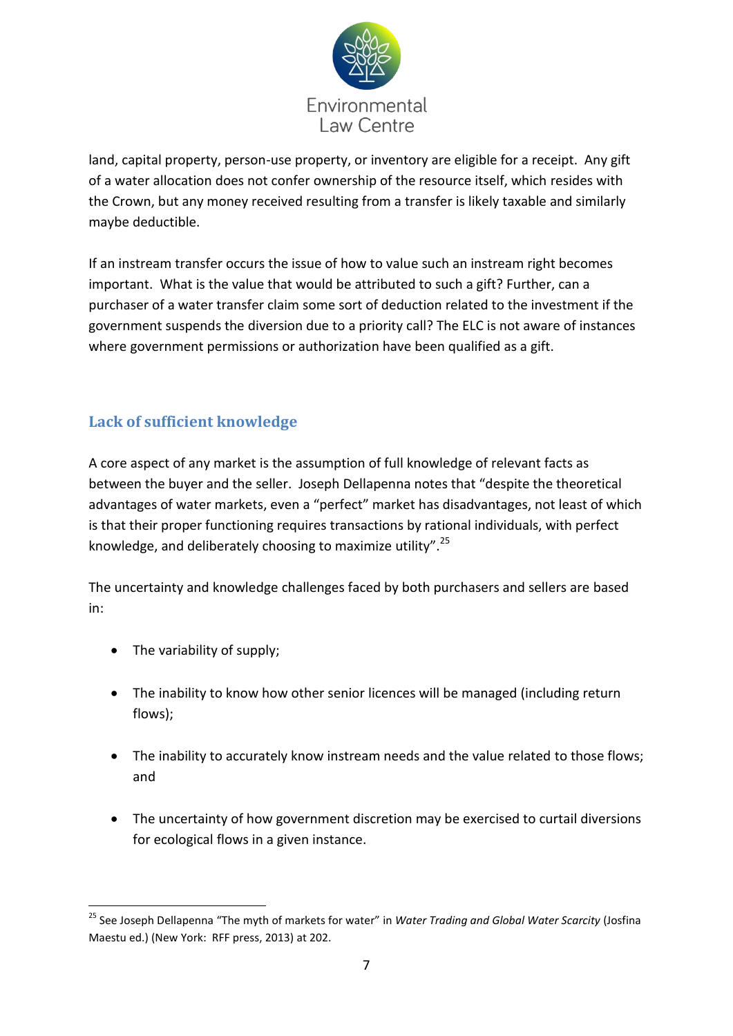land, capital property, person-use property, or inventory are eligible for a receipt. Any gift of a water allocation does not confer ownership of the resource itself, which resides with the Crown, but any money received resulting from a transfer is likely taxable and similarly maybe deductible.

If an instream transfer occurs the issue of how to value such an instream right becomes important. What is the value that would be attributed to such a gift? Further, can a purchaser of a water transfer claim some sort of deduction related to the investment if the government suspends the diversion due to a priority call? The ELC is not aware of instances where government permissions or authorization have been qualified as a gift.

## Lack of sufficient knowledge

A core aspect of any market is the assumption of full knowledge of relevant facts as between the buyer and the seller. Joseph Dellapenna notes that "despite the theoretical advantages of water markets, even a "perfect" market has disadvantages, not least of which is that their proper functioning requires transactions by rational individuals, with perfect knowledge, and deliberately choosing to maximize utility".[25]

The uncertainty and knowledge challenges faced by both purchasers and sellers are based in:

- The variability of supply;
- The inability to know how other senior licences will be managed (including return flows);
- The inability to accurately know instream needs and the value related to those flows; and
- The uncertainty of how government discretion may be exercised to curtail diversions for ecological flows in a given instance.

[25] See Joseph Dellapenna "The myth of markets for water" in *Water Trading and Global Water Scarcity* (Josfina Maestu ed.) (New York: RFF press, 2013) at 202.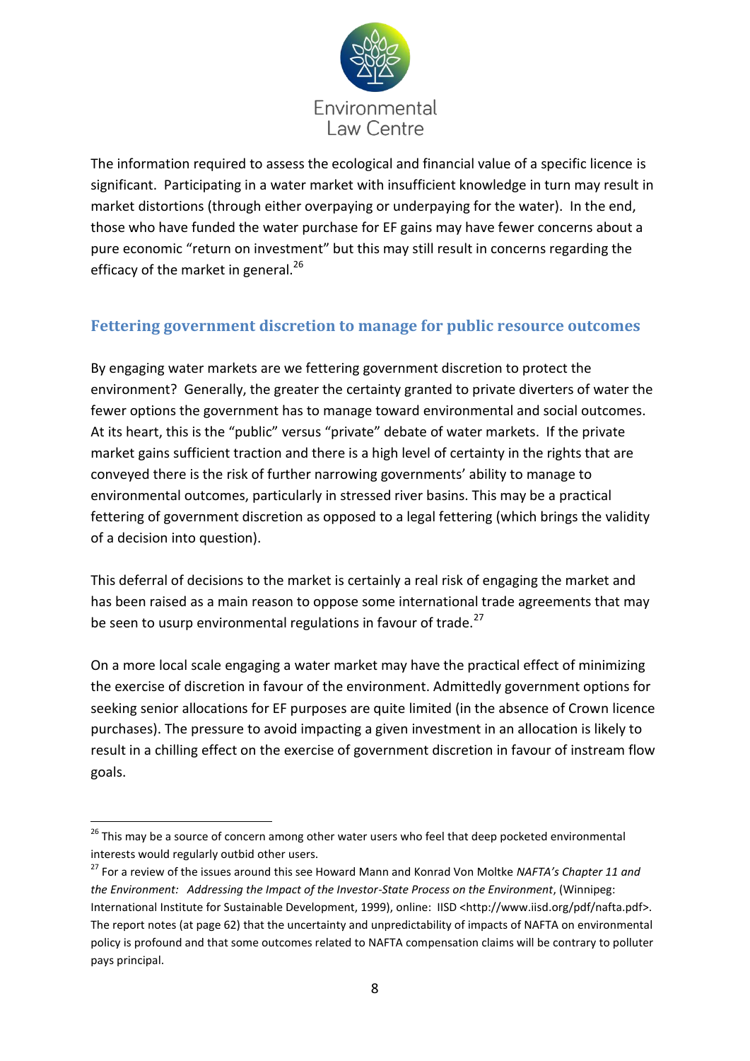The information required to assess the ecological and financial value of a specific licence is significant. Participating in a water market with insufficient knowledge in turn may result in market distortions (through either overpaying or underpaying for the water). In the end, those who have funded the water purchase for EF gains may have fewer concerns about a pure economic "return on investment" but this may still result in concerns regarding the efficacy of the market in general.[26]

## Fettering government discretion to manage for public resource outcomes

By engaging water markets are we fettering government discretion to protect the environment? Generally, the greater the certainty granted to private diverters of water the fewer options the government has to manage toward environmental and social outcomes. At its heart, this is the "public" versus "private" debate of water markets. If the private market gains sufficient traction and there is a high level of certainty in the rights that are conveyed there is the risk of further narrowing governments' ability to manage to environmental outcomes, particularly in stressed river basins. This may be a practical fettering of government discretion as opposed to a legal fettering (which brings the validity of a decision into question).

This deferral of decisions to the market is certainly a real risk of engaging the market and has been raised as a main reason to oppose some international trade agreements that may be seen to usurp environmental regulations in favour of trade.[27]

On a more local scale engaging a water market may have the practical effect of minimizing the exercise of discretion in favour of the environment. Admittedly government options for seeking senior allocations for EF purposes are quite limited (in the absence of Crown licence purchases). The pressure to avoid impacting a given investment in an allocation is likely to result in a chilling effect on the exercise of government discretion in favour of instream flow goals.

---

[26] This may be a source of concern among other water users who feel that deep pocketed environmental interests would regularly outbid other users.

[27] For a review of the issues around this see Howard Mann and Konrad Von Moltke *NAFTA's Chapter 11 and the Environment: Addressing the Impact of the Investor-State Process on the Environment*, (Winnipeg: International Institute for Sustainable Development, 1999), online: IISD <http://www.iisd.org/pdf/nafta.pdf>. The report notes (at page 62) that the uncertainty and unpredictability of impacts of NAFTA on environmental policy is profound and that some outcomes related to NAFTA compensation claims will be contrary to polluter pays principal.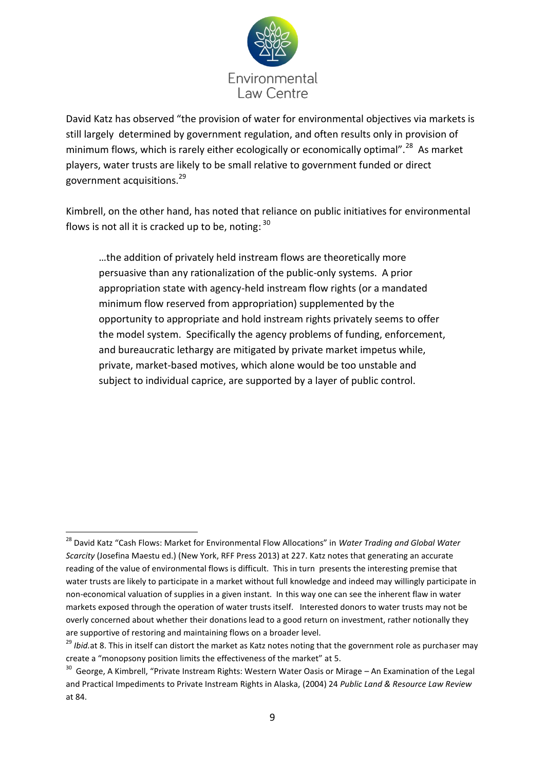David Katz has observed "the provision of water for environmental objectives via markets is still largely determined by government regulation, and often results only in provision of minimum flows, which is rarely either ecologically or economically optimal".[28] As market players, water trusts are likely to be small relative to government funded or direct government acquisitions.[29]

Kimbrell, on the other hand, has noted that reliance on public initiatives for environmental flows is not all it is cracked up to be, noting: [30]

> …the addition of privately held instream flows are theoretically more persuasive than any rationalization of the public-only systems. A prior appropriation state with agency-held instream flow rights (or a mandated minimum flow reserved from appropriation) supplemented by the opportunity to appropriate and hold instream rights privately seems to offer the model system. Specifically the agency problems of funding, enforcement, and bureaucratic lethargy are mitigated by private market impetus while, private, market-based motives, which alone would be too unstable and subject to individual caprice, are supported by a layer of public control.

---

[28] David Katz "Cash Flows: Market for Environmental Flow Allocations" in *Water Trading and Global Water Scarcity* (Josefina Maestu ed.) (New York, RFF Press 2013) at 227. Katz notes that generating an accurate reading of the value of environmental flows is difficult. This in turn presents the interesting premise that water trusts are likely to participate in a market without full knowledge and indeed may willingly participate in non-economical valuation of supplies in a given instant. In this way one can see the inherent flaw in water markets exposed through the operation of water trusts itself. Interested donors to water trusts may not be overly concerned about whether their donations lead to a good return on investment, rather notionally they are supportive of restoring and maintaining flows on a broader level.

[29] *Ibid.*at 8. This in itself can distort the market as Katz notes noting that the government role as purchaser may create a "monopsony position limits the effectiveness of the market" at 5.

[30] George, A Kimbrell, "Private Instream Rights: Western Water Oasis or Mirage – An Examination of the Legal and Practical Impediments to Private Instream Rights in Alaska, (2004) 24 *Public Land & Resource Law Review* at 84.